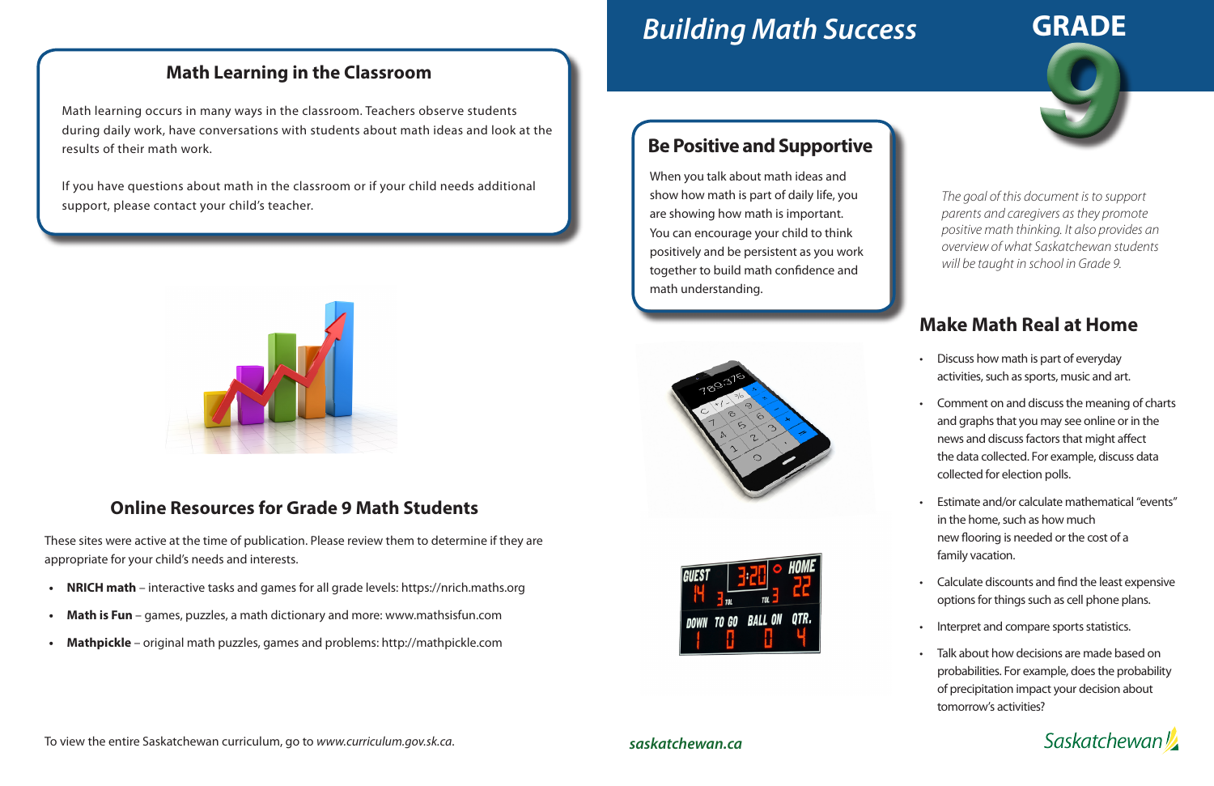## Math Learning in the Classroom

Math learning occurs in many ways in the classroom. Teachers observe students during daily work, have conversations with students about math ideas and look at the results of their math work.

If you have questions about math in the classroom or if your child needs additional support, please contact your child's teacher.

## Online Resources for Grade 9 Math Students

These sites were active at the time of publication. Please review them to determine if they are appropriate for your child's needs and interests.

- **NRICH math** – interactive tasks and games for all grade levels: https://nrich.maths.org
- **Math is Fun** – games, puzzles, a math dictionary and more: www.mathsisfun.com
- **Mathpickle** – original math puzzles, games and problems: http://mathpickle.com

To view the entire Saskatchewan curriculum, go to *www.curriculum.gov.sk.ca*.

# *Building Math Success*

# GRADE 9

## Be Positive and Supportive

When you talk about math ideas and show how math is part of daily life, you are showing how math is important. You can encourage your child to think positively and be persistent as you work together to build math confidence and math understanding.

*The goal of this document is to support parents and caregivers as they promote positive math thinking. It also provides an overview of what Saskatchewan students will be taught in school in Grade 9.*

## Make Math Real at Home

- Discuss how math is part of everyday activities, such as sports, music and art.
- Comment on and discuss the meaning of charts and graphs that you may see online or in the news and discuss factors that might affect the data collected. For example, discuss data collected for election polls.
- Estimate and/or calculate mathematical "events" in the home, such as how much new flooring is needed or the cost of a family vacation.
- Calculate discounts and find the least expensive options for things such as cell phone plans.
- Interpret and compare sports statistics.
- Talk about how decisions are made based on probabilities. For example, does the probability of precipitation impact your decision about tomorrow's activities?

***saskatchewan.ca***

Saskatchewan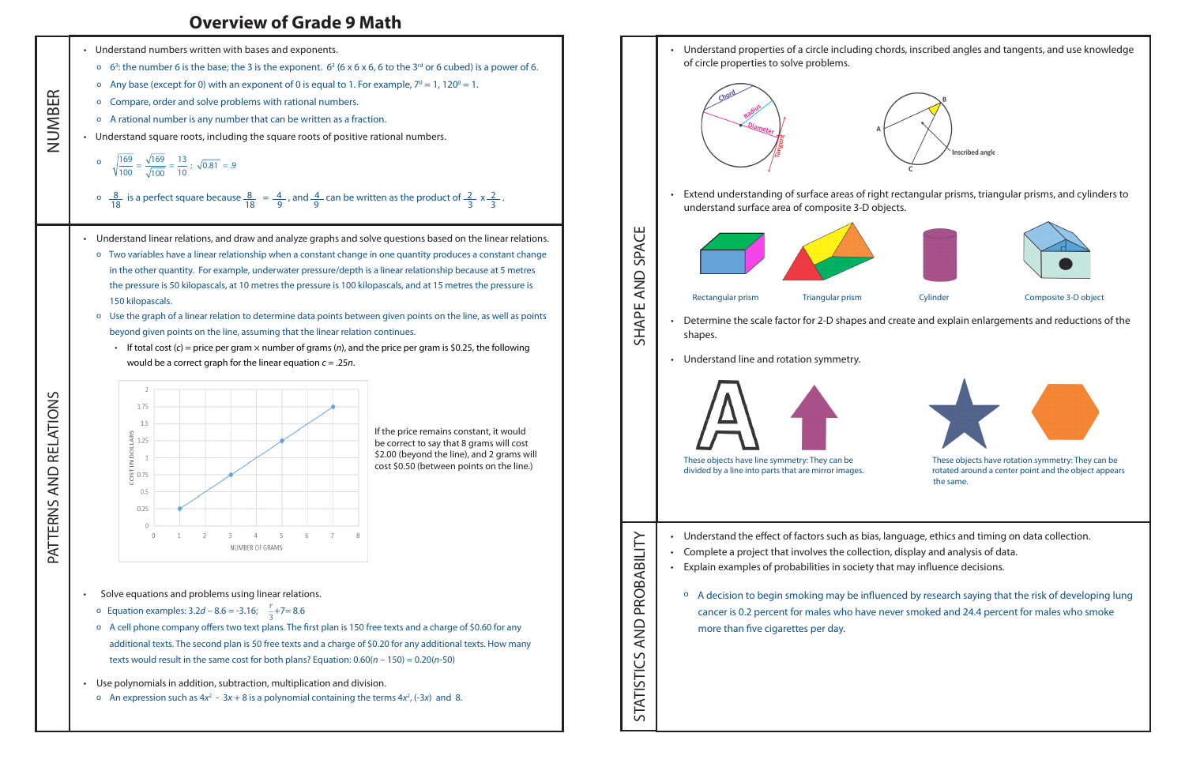# Overview of Grade 9 Math

## NUMBER

- Understand numbers written with bases and exponents.
  - $6^3$: the number 6 is the base; the 3 is the exponent. $6^3$ (6 x 6 x 6, 6 to the 3rd or 6 cubed) is a power of 6.
  - Any base (except for 0) with an exponent of 0 is equal to 1. For example, $7^0 = 1$, $120^0 = 1$.
  - Compare, order and solve problems with rational numbers.
  - A rational number is any number that can be written as a fraction.
- Understand square roots, including the square roots of positive rational numbers.
  - $\sqrt{\frac{169}{100}} = \frac{\sqrt{169}}{\sqrt{100}} = \frac{13}{10}$; $\sqrt{0.81} = .9$
  - $\frac{8}{18}$ is a perfect square because $\frac{8}{18} = \frac{4}{9}$, and $\frac{4}{9}$ can be written as the product of $\frac{2}{3} \times \frac{2}{3}$.

## PATTERNS AND RELATIONS

- Understand linear relations, and draw and analyze graphs and solve questions based on the linear relations.
  - Two variables have a linear relationship when a constant change in one quantity produces a constant change in the other quantity. For example, underwater pressure/depth is a linear relationship because at 5 metres the pressure is 50 kilopascals, at 10 metres the pressure is 100 kilopascals, and at 15 metres the pressure is 150 kilopascals.
  - Use the graph of a linear relation to determine data points between given points on the line, as well as points beyond given points on the line, assuming that the linear relation continues.
    - If total cost ($c$) = price per gram × number of grams ($n$), and the price per gram is \$0.25, the following would be a correct graph for the linear equation $c = .25n$.

COST IN DOLLARS
2
1.75
1.5
1.25
1
0.75
0.5
0.25
0
0 1 2 3 4 5 6 7 8
NUMBER OF GRAMS

If the price remains constant, it would be correct to say that 8 grams will cost \$2.00 (beyond the line), and 2 grams will cost \$0.50 (between points on the line.)

- Solve equations and problems using linear relations.
  - Equation examples: $3.2d - 8.6 = -3.16$; $\frac{r}{3} + 7 = 8.6$
  - A cell phone company offers two text plans. The first plan is 150 free texts and a charge of \$0.60 for any additional texts. The second plan is 50 free texts and a charge of \$0.20 for any additional texts. How many texts would result in the same cost for both plans? Equation: $0.60(n - 150) = 0.20(n - 50)$
- Use polynomials in addition, subtraction, multiplication and division.
  - An expression such as $4x^2 - 3x + 8$ is a polynomial containing the terms $4x^2$, $(-3x)$ and $8$.

## SHAPE AND SPACE

- Understand properties of a circle including chords, inscribed angles and tangents, and use knowledge of circle properties to solve problems.

Chord
Radius
Diameter
Tangent

A
B
C
Inscribed angle

- Extend understanding of surface areas of right rectangular prisms, triangular prisms, and cylinders to understand surface area of composite 3-D objects.

Rectangular prism
Triangular prism
Cylinder
Composite 3-D object

- Determine the scale factor for 2-D shapes and create and explain enlargements and reductions of the shapes.
- Understand line and rotation symmetry.

These objects have line symmetry: They can be divided by a line into parts that are mirror images.

These objects have rotation symmetry: They can be rotated around a center point and the object appears the same.

## STATISTICS AND PROBABILITY

- Understand the effect of factors such as bias, language, ethics and timing on data collection.
- Complete a project that involves the collection, display and analysis of data.
- Explain examples of probabilities in society that may influence decisions.
  - A decision to begin smoking may be influenced by research saying that the risk of developing lung cancer is 0.2 percent for males who have never smoked and 24.4 percent for males who smoke more than five cigarettes per day.